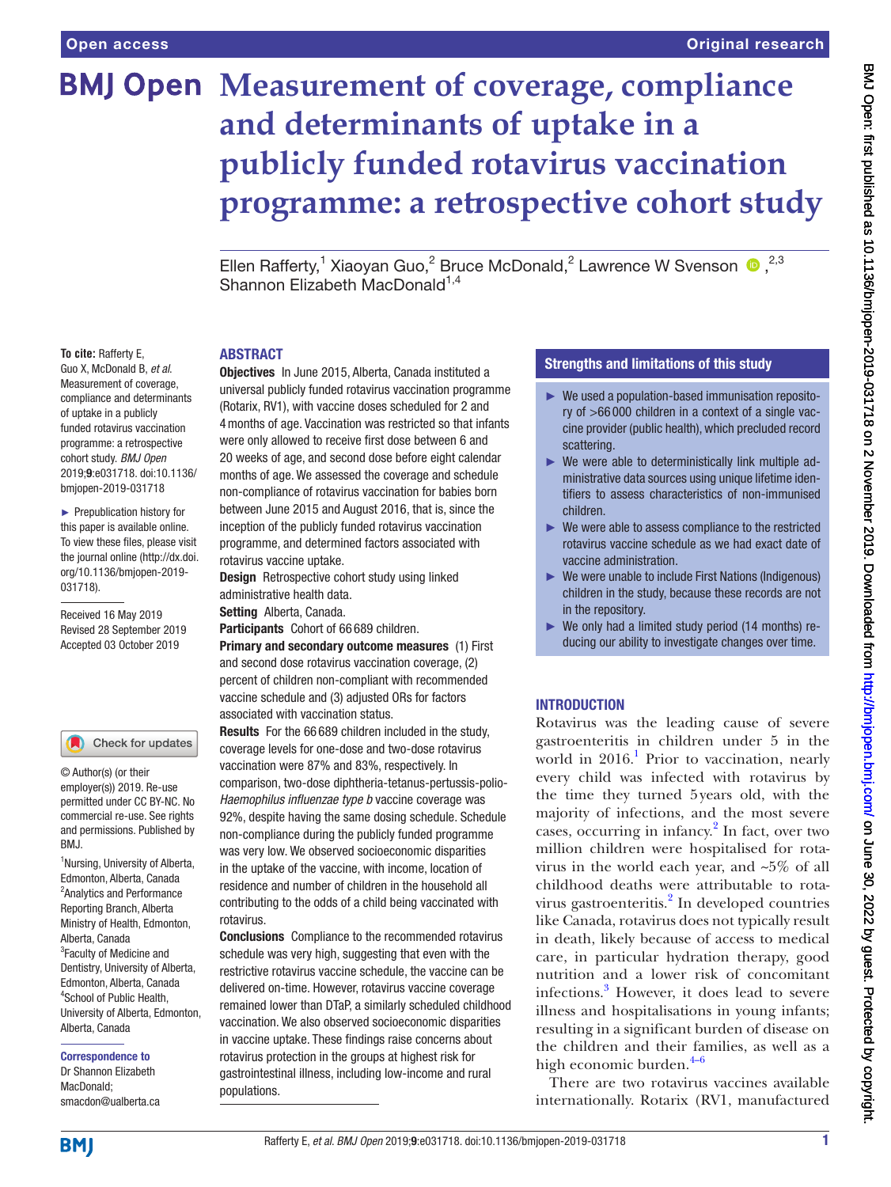# Measurement of coverage, compliance and determinants of uptake in a publicly funded rotavirus vaccination programme: a retrospective cohort study

Ellen Rafferty,[1] Xiaoyan Guo,[2] Bruce McDonald,[2] Lawrence W Svenson,[2,3] Shannon Elizabeth MacDonald[1,4]

**To cite:** Rafferty E, Guo X, McDonald B, *et al.* Measurement of coverage, compliance and determinants of uptake in a publicly funded rotavirus vaccination programme: a retrospective cohort study. *BMJ Open* 2019;**9**:e031718. doi:10.1136/bmjopen-2019-031718

► Prepublication history for this paper is available online. To view these files, please visit the journal online (http://dx.doi.org/10.1136/bmjopen-2019-031718).

Received 16 May 2019
Revised 28 September 2019
Accepted 03 October 2019

© Author(s) (or their employer(s)) 2019. Re-use permitted under CC BY-NC. No commercial re-use. See rights and permissions. Published by BMJ.

[1]Nursing, University of Alberta, Edmonton, Alberta, Canada
[2]Analytics and Performance Reporting Branch, Alberta Ministry of Health, Edmonton, Alberta, Canada
[3]Faculty of Medicine and Dentistry, University of Alberta, Edmonton, Alberta, Canada
[4]School of Public Health, University of Alberta, Edmonton, Alberta, Canada

**Correspondence to**
Dr Shannon Elizabeth MacDonald; smacdon@ualberta.ca

## ABSTRACT

**Objectives** In June 2015, Alberta, Canada instituted a universal publicly funded rotavirus vaccination programme (Rotarix, RV1), with vaccine doses scheduled for 2 and 4 months of age. Vaccination was restricted so that infants were only allowed to receive first dose between 6 and 20 weeks of age, and second dose before eight calendar months of age. We assessed the coverage and schedule non-compliance of rotavirus vaccination for babies born between June 2015 and August 2016, that is, since the inception of the publicly funded rotavirus vaccination programme, and determined factors associated with rotavirus vaccine uptake.

**Design** Retrospective cohort study using linked administrative health data.

**Setting** Alberta, Canada.

**Participants** Cohort of 66 689 children.

**Primary and secondary outcome measures** (1) First and second dose rotavirus vaccination coverage, (2) percent of children non-compliant with recommended vaccine schedule and (3) adjusted ORs for factors associated with vaccination status.

**Results** For the 66 689 children included in the study, coverage levels for one-dose and two-dose rotavirus vaccination were 87% and 83%, respectively. In comparison, two-dose diphtheria-tetanus-pertussis-polio-*Haemophilus influenzae type b* vaccine coverage was 92%, despite having the same dosing schedule. Schedule non-compliance during the publicly funded programme was very low. We observed socioeconomic disparities in the uptake of the vaccine, with income, location of residence and number of children in the household all contributing to the odds of a child being vaccinated with rotavirus.

**Conclusions** Compliance to the recommended rotavirus schedule was very high, suggesting that even with the restrictive rotavirus vaccine schedule, the vaccine can be delivered on-time. However, rotavirus vaccine coverage remained lower than DTaP, a similarly scheduled childhood vaccination. We also observed socioeconomic disparities in vaccine uptake. These findings raise concerns about rotavirus protection in the groups at highest risk for gastrointestinal illness, including low-income and rural populations.

## Strengths and limitations of this study

- We used a population-based immunisation repository of >66 000 children in a context of a single vaccine provider (public health), which precluded record scattering.
- We were able to deterministically link multiple administrative data sources using unique lifetime identifiers to assess characteristics of non-immunised children.
- We were able to assess compliance to the restricted rotavirus vaccine schedule as we had exact date of vaccine administration.
- We were unable to include First Nations (Indigenous) children in the study, because these records are not in the repository.
- We only had a limited study period (14 months) reducing our ability to investigate changes over time.

## INTRODUCTION

Rotavirus was the leading cause of severe gastroenteritis in children under 5 in the world in 2016.[1] Prior to vaccination, nearly every child was infected with rotavirus by the time they turned 5 years old, with the majority of infections, and the most severe cases, occurring in infancy.[2] In fact, over two million children were hospitalised for rotavirus in the world each year, and ~5% of all childhood deaths were attributable to rotavirus gastroenteritis.[2] In developed countries like Canada, rotavirus does not typically result in death, likely because of access to medical care, in particular hydration therapy, good nutrition and a lower risk of concomitant infections.[3] However, it does lead to severe illness and hospitalisations in young infants; resulting in a significant burden of disease on the children and their families, as well as a high economic burden.[4–6]

There are two rotavirus vaccines available internationally. Rotarix (RV1, manufactured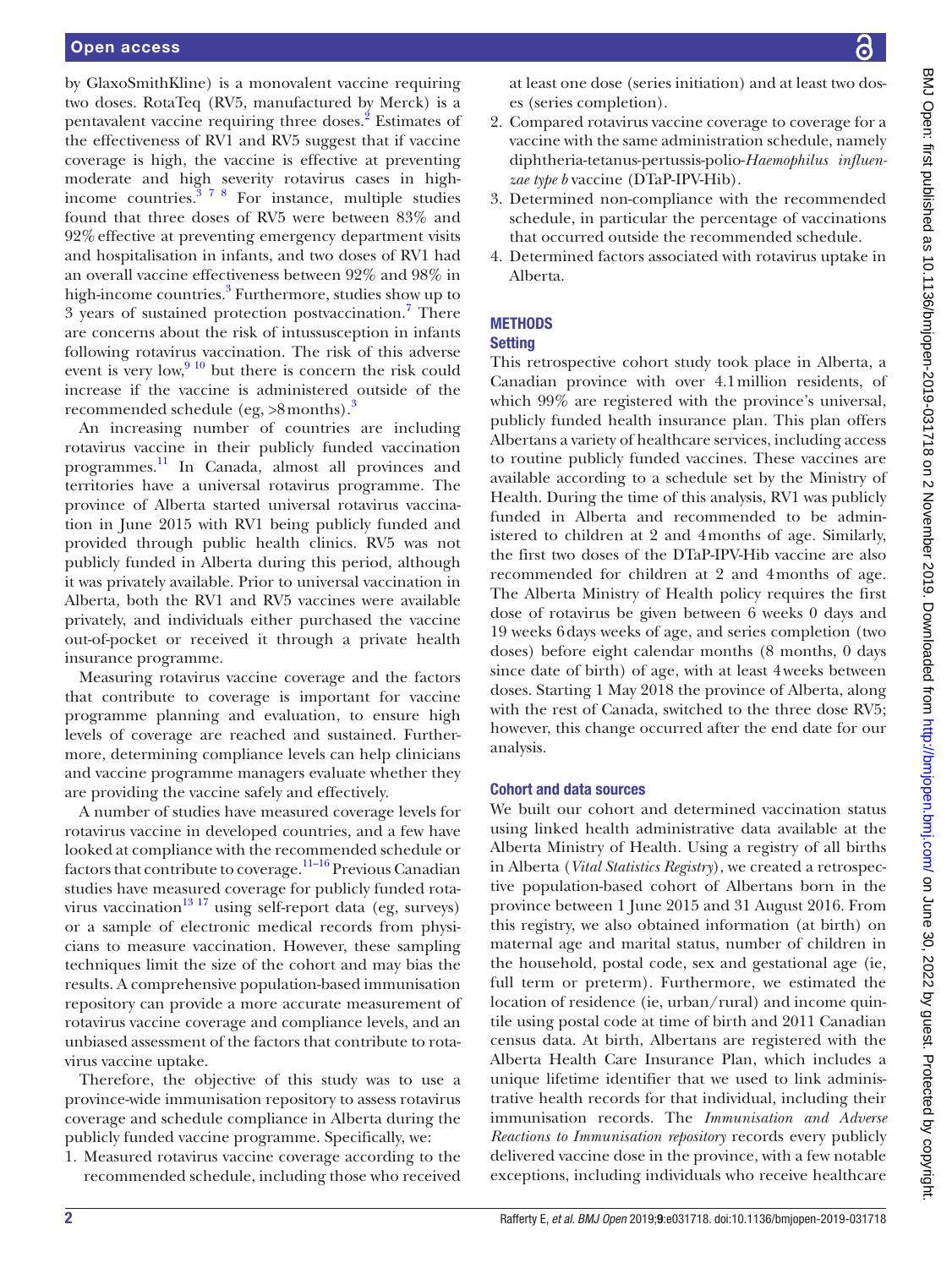by GlaxoSmithKline) is a monovalent vaccine requiring two doses. RotaTeq (RV5, manufactured by Merck) is a pentavalent vaccine requiring three doses.[2] Estimates of the effectiveness of RV1 and RV5 suggest that if vaccine coverage is high, the vaccine is effective at preventing moderate and high severity rotavirus cases in high-income countries.[3 7 8] For instance, multiple studies found that three doses of RV5 were between 83% and 92% effective at preventing emergency department visits and hospitalisation in infants, and two doses of RV1 had an overall vaccine effectiveness between 92% and 98% in high-income countries.[3] Furthermore, studies show up to 3 years of sustained protection postvaccination.[7] There are concerns about the risk of intussusception in infants following rotavirus vaccination. The risk of this adverse event is very low,[9 10] but there is concern the risk could increase if the vaccine is administered outside of the recommended schedule (eg, >8 months).[3]

An increasing number of countries are including rotavirus vaccine in their publicly funded vaccination programmes.[11] In Canada, almost all provinces and territories have a universal rotavirus programme. The province of Alberta started universal rotavirus vaccination in June 2015 with RV1 being publicly funded and provided through public health clinics. RV5 was not publicly funded in Alberta during this period, although it was privately available. Prior to universal vaccination in Alberta, both the RV1 and RV5 vaccines were available privately, and individuals either purchased the vaccine out-of-pocket or received it through a private health insurance programme.

Measuring rotavirus vaccine coverage and the factors that contribute to coverage is important for vaccine programme planning and evaluation, to ensure high levels of coverage are reached and sustained. Furthermore, determining compliance levels can help clinicians and vaccine programme managers evaluate whether they are providing the vaccine safely and effectively.

A number of studies have measured coverage levels for rotavirus vaccine in developed countries, and a few have looked at compliance with the recommended schedule or factors that contribute to coverage.[11–16] Previous Canadian studies have measured coverage for publicly funded rotavirus vaccination[13 17] using self-report data (eg, surveys) or a sample of electronic medical records from physicians to measure vaccination. However, these sampling techniques limit the size of the cohort and may bias the results. A comprehensive population-based immunisation repository can provide a more accurate measurement of rotavirus vaccine coverage and compliance levels, and an unbiased assessment of the factors that contribute to rotavirus vaccine uptake.

Therefore, the objective of this study was to use a province-wide immunisation repository to assess rotavirus coverage and schedule compliance in Alberta during the publicly funded vaccine programme. Specifically, we:

1. Measured rotavirus vaccine coverage according to the recommended schedule, including those who received at least one dose (series initiation) and at least two doses (series completion).
2. Compared rotavirus vaccine coverage to coverage for a vaccine with the same administration schedule, namely diphtheria-tetanus-pertussis-polio-*Haemophilus influenzae type b* vaccine (DTaP-IPV-Hib).
3. Determined non-compliance with the recommended schedule, in particular the percentage of vaccinations that occurred outside the recommended schedule.
4. Determined factors associated with rotavirus uptake in Alberta.

## METHODS

### Setting

This retrospective cohort study took place in Alberta, a Canadian province with over 4.1 million residents, of which 99% are registered with the province's universal, publicly funded health insurance plan. This plan offers Albertans a variety of healthcare services, including access to routine publicly funded vaccines. These vaccines are available according to a schedule set by the Ministry of Health. During the time of this analysis, RV1 was publicly funded in Alberta and recommended to be administered to children at 2 and 4 months of age. Similarly, the first two doses of the DTaP-IPV-Hib vaccine are also recommended for children at 2 and 4 months of age. The Alberta Ministry of Health policy requires the first dose of rotavirus be given between 6 weeks 0 days and 19 weeks 6 days weeks of age, and series completion (two doses) before eight calendar months (8 months, 0 days since date of birth) of age, with at least 4 weeks between doses. Starting 1 May 2018 the province of Alberta, along with the rest of Canada, switched to the three dose RV5; however, this change occurred after the end date for our analysis.

### Cohort and data sources

We built our cohort and determined vaccination status using linked health administrative data available at the Alberta Ministry of Health. Using a registry of all births in Alberta (*Vital Statistics Registry*), we created a retrospective population-based cohort of Albertans born in the province between 1 June 2015 and 31 August 2016. From this registry, we also obtained information (at birth) on maternal age and marital status, number of children in the household, postal code, sex and gestational age (ie, full term or preterm). Furthermore, we estimated the location of residence (ie, urban/rural) and income quintile using postal code at time of birth and 2011 Canadian census data. At birth, Albertans are registered with the Alberta Health Care Insurance Plan, which includes a unique lifetime identifier that we used to link administrative health records for that individual, including their immunisation records. The *Immunisation and Adverse Reactions to Immunisation repository* records every publicly delivered vaccine dose in the province, with a few notable exceptions, including individuals who receive healthcare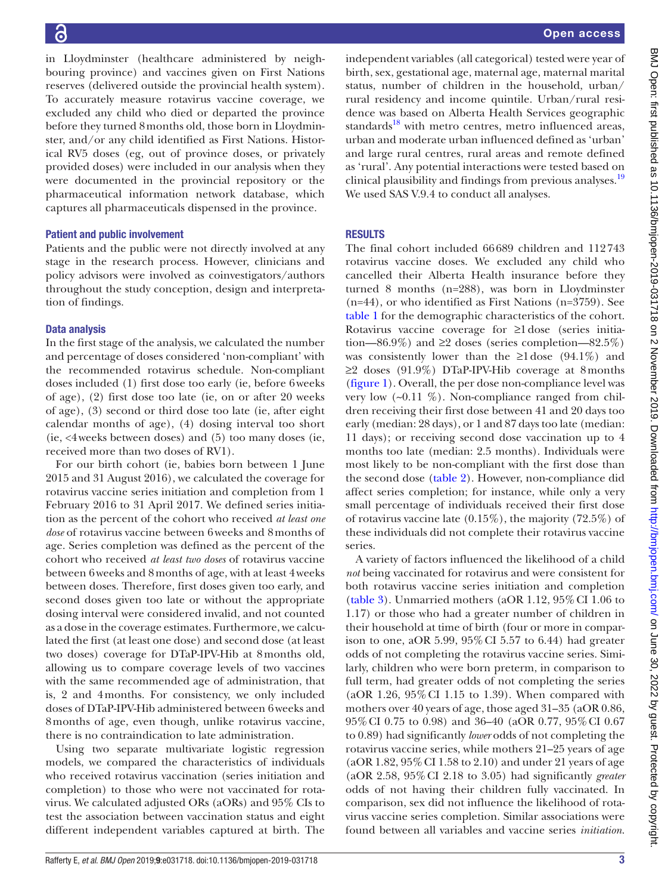in Lloydminster (healthcare administered by neighbouring province) and vaccines given on First Nations reserves (delivered outside the provincial health system). To accurately measure rotavirus vaccine coverage, we excluded any child who died or departed the province before they turned 8 months old, those born in Lloydminster, and/or any child identified as First Nations. Historical RV5 doses (eg, out of province doses, or privately provided doses) were included in our analysis when they were documented in the provincial repository or the pharmaceutical information network database, which captures all pharmaceuticals dispensed in the province.

### Patient and public involvement

Patients and the public were not directly involved at any stage in the research process. However, clinicians and policy advisors were involved as coinvestigators/authors throughout the study conception, design and interpretation of findings.

### Data analysis

In the first stage of the analysis, we calculated the number and percentage of doses considered 'non-compliant' with the recommended rotavirus schedule. Non-compliant doses included (1) first dose too early (ie, before 6 weeks of age), (2) first dose too late (ie, on or after 20 weeks of age), (3) second or third dose too late (ie, after eight calendar months of age), (4) dosing interval too short (ie, <4 weeks between doses) and (5) too many doses (ie, received more than two doses of RV1).

For our birth cohort (ie, babies born between 1 June 2015 and 31 August 2016), we calculated the coverage for rotavirus vaccine series initiation and completion from 1 February 2016 to 31 April 2017. We defined series initiation as the percent of the cohort who received *at least one dose* of rotavirus vaccine between 6 weeks and 8 months of age. Series completion was defined as the percent of the cohort who received *at least two doses* of rotavirus vaccine between 6 weeks and 8 months of age, with at least 4 weeks between doses. Therefore, first doses given too early, and second doses given too late or without the appropriate dosing interval were considered invalid, and not counted as a dose in the coverage estimates. Furthermore, we calculated the first (at least one dose) and second dose (at least two doses) coverage for DTaP-IPV-Hib at 8 months old, allowing us to compare coverage levels of two vaccines with the same recommended age of administration, that is, 2 and 4 months. For consistency, we only included doses of DTaP-IPV-Hib administered between 6 weeks and 8 months of age, even though, unlike rotavirus vaccine, there is no contraindication to late administration.

Using two separate multivariate logistic regression models, we compared the characteristics of individuals who received rotavirus vaccination (series initiation and completion) to those who were not vaccinated for rotavirus. We calculated adjusted ORs (aORs) and 95% CIs to test the association between vaccination status and eight different independent variables captured at birth. The independent variables (all categorical) tested were year of birth, sex, gestational age, maternal age, maternal marital status, number of children in the household, urban/rural residency and income quintile. Urban/rural residence was based on Alberta Health Services geographic standards[18] with metro centres, metro influenced areas, urban and moderate urban influenced defined as 'urban' and large rural centres, rural areas and remote defined as 'rural'. Any potential interactions were tested based on clinical plausibility and findings from previous analyses.[19] We used SAS V.9.4 to conduct all analyses.

## RESULTS

The final cohort included 66 689 children and 112 743 rotavirus vaccine doses. We excluded any child who cancelled their Alberta Health insurance before they turned 8 months (n=288), was born in Lloydminster (n=44), or who identified as First Nations (n=3759). See table 1 for the demographic characteristics of the cohort. Rotavirus vaccine coverage for ≥1 dose (series initiation—86.9%) and ≥2 doses (series completion—82.5%) was consistently lower than the ≥1 dose (94.1%) and ≥2 doses (91.9%) DTaP-IPV-Hib coverage at 8 months (figure 1). Overall, the per dose non-compliance level was very low (~0.11 %). Non-compliance ranged from children receiving their first dose between 41 and 20 days too early (median: 28 days), or 1 and 87 days too late (median: 11 days); or receiving second dose vaccination up to 4 months too late (median: 2.5 months). Individuals were most likely to be non-compliant with the first dose than the second dose (table 2). However, non-compliance did affect series completion; for instance, while only a very small percentage of individuals received their first dose of rotavirus vaccine late (0.15%), the majority (72.5%) of these individuals did not complete their rotavirus vaccine series.

A variety of factors influenced the likelihood of a child *not* being vaccinated for rotavirus and were consistent for both rotavirus vaccine series initiation and completion (table 3). Unmarried mothers (aOR 1.12, 95% CI 1.06 to 1.17) or those who had a greater number of children in their household at time of birth (four or more in comparison to one, aOR 5.99, 95% CI 5.57 to 6.44) had greater odds of not completing the rotavirus vaccine series. Similarly, children who were born preterm, in comparison to full term, had greater odds of not completing the series (aOR 1.26, 95% CI 1.15 to 1.39). When compared with mothers over 40 years of age, those aged 31–35 (aOR 0.86, 95% CI 0.75 to 0.98) and 36–40 (aOR 0.77, 95% CI 0.67 to 0.89) had significantly *lower* odds of not completing the rotavirus vaccine series, while mothers 21–25 years of age (aOR 1.82, 95% CI 1.58 to 2.10) and under 21 years of age (aOR 2.58, 95% CI 2.18 to 3.05) had significantly *greater* odds of not having their children fully vaccinated. In comparison, sex did not influence the likelihood of rotavirus vaccine series completion. Similar associations were found between all variables and vaccine series *initiation.*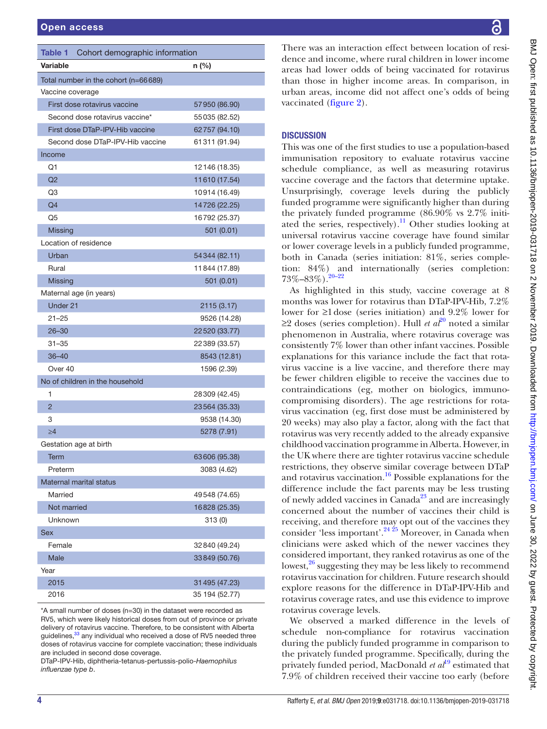**Table 1** Cohort demographic information

| Variable | n (%) |
|---|---|
| Total number in the cohort (n=66 689) | |
| Vaccine coverage | |
| First dose rotavirus vaccine | 57 950 (86.90) |
| Second dose rotavirus vaccine* | 55 035 (82.52) |
| First dose DTaP-IPV-Hib vaccine | 62 757 (94.10) |
| Second dose DTaP-IPV-Hib vaccine | 61 311 (91.94) |
| Income | |
| Q1 | 12 146 (18.35) |
| Q2 | 11 610 (17.54) |
| Q3 | 10 914 (16.49) |
| Q4 | 14 726 (22.25) |
| Q5 | 16 792 (25.37) |
| Missing | 501 (0.01) |
| Location of residence | |
| Urban | 54 344 (82.11) |
| Rural | 11 844 (17.89) |
| Missing | 501 (0.01) |
| Maternal age (in years) | |
| Under 21 | 2115 (3.17) |
| 21–25 | 9526 (14.28) |
| 26–30 | 22 520 (33.77) |
| 31–35 | 22 389 (33.57) |
| 36–40 | 8543 (12.81) |
| Over 40 | 1596 (2.39) |
| No of children in the household | |
| 1 | 28 309 (42.45) |
| 2 | 23 564 (35.33) |
| 3 | 9538 (14.30) |
| ≥4 | 5278 (7.91) |
| Gestation age at birth | |
| Term | 63 606 (95.38) |
| Preterm | 3083 (4.62) |
| Maternal marital status | |
| Married | 49 548 (74.65) |
| Not married | 16 828 (25.35) |
| Unknown | 313 (0) |
| Sex | |
| Female | 32 840 (49.24) |
| Male | 33 849 (50.76) |
| Year | |
| 2015 | 31 495 (47.23) |
| 2016 | 35 194 (52.77) |

*A small number of doses (n=30) in the dataset were recorded as RV5, which were likely historical doses from out of province or private delivery of rotavirus vaccine. Therefore, to be consistent with Alberta guidelines,[33] any individual who received a dose of RV5 needed three doses of rotavirus vaccine for complete vaccination; these individuals are included in second dose coverage.

DTaP-IPV-Hib, diphtheria-tetanus-pertussis-polio-*Haemophilus influenzae type b*.

There was an interaction effect between location of residence and income, where rural children in lower income areas had lower odds of being vaccinated for rotavirus than those in higher income areas. In comparison, in urban areas, income did not affect one's odds of being vaccinated (figure 2).

## DISCUSSION

This was one of the first studies to use a population-based immunisation repository to evaluate rotavirus vaccine schedule compliance, as well as measuring rotavirus vaccine coverage and the factors that determine uptake. Unsurprisingly, coverage levels during the publicly funded programme were significantly higher than during the privately funded programme (86.90% vs 2.7% initiated the series, respectively).[11] Other studies looking at universal rotavirus vaccine coverage have found similar or lower coverage levels in a publicly funded programme, both in Canada (series initiation: 81%, series completion: 84%) and internationally (series completion: 73%–83%).[20–22]

As highlighted in this study, vaccine coverage at 8 months was lower for rotavirus than DTaP-IPV-Hib, 7.2% lower for ≥1 dose (series initiation) and 9.2% lower for ≥2 doses (series completion). Hull *et al*[20] noted a similar phenomenon in Australia, where rotavirus coverage was consistently 7% lower than other infant vaccines. Possible explanations for this variance include the fact that rotavirus vaccine is a live vaccine, and therefore there may be fewer children eligible to receive the vaccines due to contraindications (eg, mother on biologics, immunocompromising disorders). The age restrictions for rotavirus vaccination (eg, first dose must be administered by 20 weeks) may also play a factor, along with the fact that rotavirus was very recently added to the already expansive childhood vaccination programme in Alberta. However, in the UK where there are tighter rotavirus vaccine schedule restrictions, they observe similar coverage between DTaP and rotavirus vaccination.[16] Possible explanations for the difference include the fact parents may be less trusting of newly added vaccines in Canada[23] and are increasingly concerned about the number of vaccines their child is receiving, and therefore may opt out of the vaccines they consider 'less important'.[24 25] Moreover, in Canada when clinicians were asked which of the newer vaccines they considered important, they ranked rotavirus as one of the lowest,[26] suggesting they may be less likely to recommend rotavirus vaccination for children. Future research should explore reasons for the difference in DTaP-IPV-Hib and rotavirus coverage rates, and use this evidence to improve rotavirus coverage levels.

We observed a marked difference in the levels of schedule non-compliance for rotavirus vaccination during the publicly funded programme in comparison to the privately funded programme. Specifically, during the privately funded period, MacDonald *et al*[19] estimated that 7.9% of children received their vaccine too early (before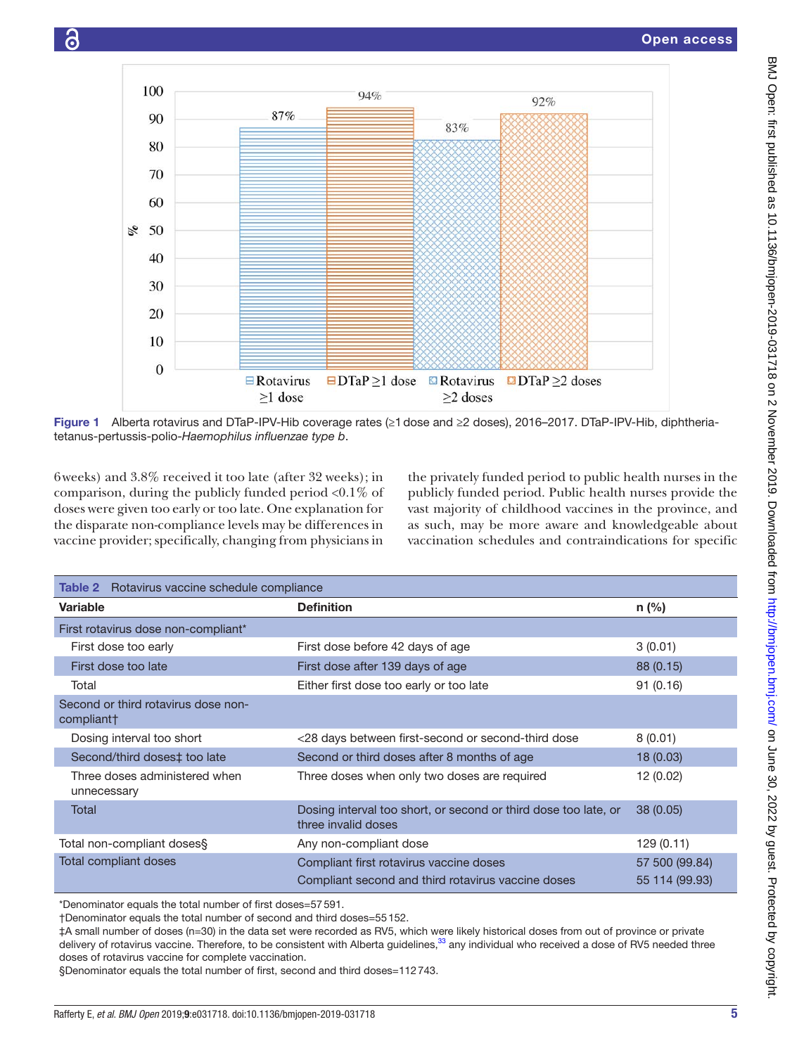Figure 1 Alberta rotavirus and DTaP-IPV-Hib coverage rates (≥1 dose and ≥2 doses), 2016–2017. DTaP-IPV-Hib, diphtheria-tetanus-pertussis-polio-*Haemophilus influenzae type b*.

6weeks) and 3.8% received it too late (after 32 weeks); in comparison, during the publicly funded period <0.1% of doses were given too early or too late. One explanation for the disparate non-compliance levels may be differences in vaccine provider; specifically, changing from physicians in the privately funded period to public health nurses in the publicly funded period. Public health nurses provide the vast majority of childhood vaccines in the province, and as such, may be more aware and knowledgeable about vaccination schedules and contraindications for specific

**Table 2** Rotavirus vaccine schedule compliance

| Variable | Definition | n (%) |
|---|---|---|
| First rotavirus dose non-compliant* | | |
| First dose too early | First dose before 42 days of age | 3 (0.01) |
| First dose too late | First dose after 139 days of age | 88 (0.15) |
| Total | Either first dose too early or too late | 91 (0.16) |
| Second or third rotavirus dose non-compliant† | | |
| Dosing interval too short | <28 days between first-second or second-third dose | 8 (0.01) |
| Second/third doses‡ too late | Second or third doses after 8 months of age | 18 (0.03) |
| Three doses administered when unnecessary | Three doses when only two doses are required | 12 (0.02) |
| Total | Dosing interval too short, or second or third dose too late, or three invalid doses | 38 (0.05) |
| Total non-compliant doses§ | Any non-compliant dose | 129 (0.11) |
| Total compliant doses | Compliant first rotavirus vaccine doses | 57 500 (99.84) |
| | Compliant second and third rotavirus vaccine doses | 55 114 (99.93) |

*Denominator equals the total number of first doses=57 591.
†Denominator equals the total number of second and third doses=55 152.
‡A small number of doses (n=30) in the data set were recorded as RV5, which were likely historical doses from out of province or private delivery of rotavirus vaccine. Therefore, to be consistent with Alberta guidelines,[33] any individual who received a dose of RV5 needed three doses of rotavirus vaccine for complete vaccination.
§Denominator equals the total number of first, second and third doses=112 743.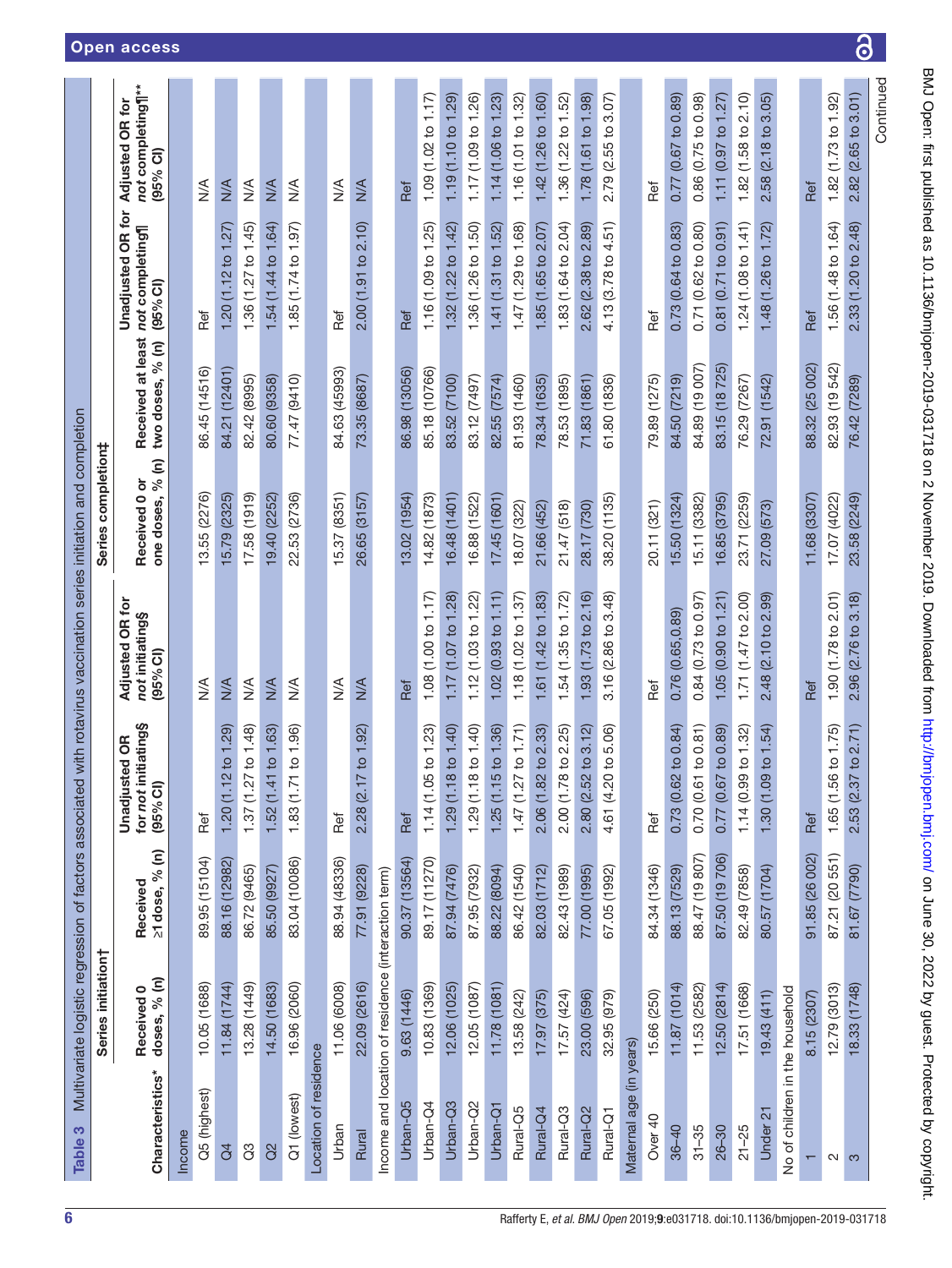**Table 3** Multivariate logistic regression of factors associated with rotavirus vaccination series initiation and completion

| Characteristics* | Series initiation† | | | | Series completion‡ | | | |
|---|---|---|---|---|---|---|---|---|
| | Received 0 doses, % (n) | Received ≥1 dose, % (n) | Unadjusted OR for *not initiating*§ (95% CI) | Adjusted OR for *not initiating*§ (95% CI) | Received 0 or one doses, % (n) | Received at least two doses, % (n) | Unadjusted OR for *not completing*¶ (95% CI) | Adjusted OR for *not completing*¶** (95% CI) |
| Income | | | | | | | | |
| Q5 (highest) | 10.05 (1688) | 89.95 (15104) | Ref | N/A | 13.55 (2276) | 86.45 (14516) | Ref | N/A |
| Q4 | 11.84 (1744) | 88.16 (12982) | 1.20 (1.12 to 1.29) | N/A | 15.79 (2325) | 84.21 (12401) | 1.20 (1.12 to 1.27) | N/A |
| Q3 | 13.28 (1449) | 86.72 (9465) | 1.37 (1.27 to 1.48) | N/A | 17.58 (1919) | 82.42 (8995) | 1.36 (1.27 to 1.45) | N/A |
| Q2 | 14.50 (1683) | 85.50 (9927) | 1.52 (1.41 to 1.63) | N/A | 19.40 (2252) | 80.60 (9358) | 1.54 (1.44 to 1.64) | N/A |
| Q1 (lowest) | 16.96 (2060) | 83.04 (10086) | 1.83 (1.71 to 1.96) | N/A | 22.53 (2736) | 77.47 (9410) | 1.85 (1.74 to 1.97) | N/A |
| Location of residence | | | | | | | | |
| Urban | 11.06 (6008) | 88.94 (48336) | Ref | N/A | 15.37 (8351) | 84.63 (45993) | Ref | N/A |
| Rural | 22.09 (2616) | 77.91 (9228) | 2.28 (2.17 to 1.92) | N/A | 26.65 (3157) | 73.35 (8687) | 2.00 (1.91 to 2.10) | N/A |
| Income and location of residence (interaction term) | | | | | | | | |
| Urban-Q5 | 9.63 (1446) | 90.37 (13564) | Ref | Ref | 13.02 (1954) | 86.98 (13056) | Ref | Ref |
| Urban-Q4 | 10.83 (1369) | 89.17 (11270) | 1.14 (1.05 to 1.23) | 1.08 (1.00 to 1.17) | 14.82 (1873) | 85.18 (10766) | 1.16 (1.09 to 1.25) | 1.09 (1.02 to 1.17) |
| Urban-Q3 | 12.06 (1025) | 87.94 (7476) | 1.29 (1.18 to 1.40) | 1.17 (1.07 to 1.28) | 16.48 (1401) | 83.52 (7100) | 1.32 (1.22 to 1.42) | 1.19 (1.10 to 1.29) |
| Urban-Q2 | 12.05 (1087) | 87.95 (7932) | 1.29 (1.18 to 1.40) | 1.12 (1.03 to 1.22) | 16.88 (1522) | 83.12 (7497) | 1.36 (1.26 to 1.50) | 1.17 (1.09 to 1.26) |
| Urban-Q1 | 11.78 (1081) | 88.22 (8094) | 1.25 (1.15 to 1.36) | 1.02 (0.93 to 1.11) | 17.45 (1601) | 82.55 (7574) | 1.41 (1.31 to 1.52) | 1.14 (1.06 to 1.23) |
| Rural-Q5 | 13.58 (242) | 86.42 (1540) | 1.47 (1.27 to 1.71) | 1.18 (1.02 to 1.37) | 18.07 (322) | 81.93 (1460) | 1.47 (1.29 to 1.68) | 1.16 (1.01 to 1.32) |
| Rural-Q4 | 17.97 (375) | 82.03 (1712) | 2.06 (1.82 to 2.33) | 1.61 (1.42 to 1.83) | 21.66 (452) | 78.34 (1635) | 1.85 (1.65 to 2.07) | 1.42 (1.26 to 1.60) |
| Rural-Q3 | 17.57 (424) | 82.43 (1989) | 2.00 (1.78 to 2.25) | 1.54 (1.35 to 1.72) | 21.47 (518) | 78.53 (1895) | 1.83 (1.64 to 2.04) | 1.36 (1.22 to 1.52) |
| Rural-Q2 | 23.00 (596) | 77.00 (1995) | 2.80 (2.52 to 3.12) | 1.93 (1.73 to 2.16) | 28.17 (730) | 71.83 (1861) | 2.62 (2.38 to 2.89) | 1.78 (1.61 to 1.98) |
| Rural-Q1 | 32.95 (979) | 67.05 (1992) | 4.61 (4.20 to 5.06) | 3.16 (2.86 to 3.48) | 38.20 (1135) | 61.80 (1836) | 4.13 (3.78 to 4.51) | 2.79 (2.55 to 3.07) |
| Maternal age (in years) | | | | | | | | |
| Over 40 | 15.66 (250) | 84.34 (1346) | Ref | Ref | 20.11 (321) | 79.89 (1275) | Ref | Ref |
| 36–40 | 11.87 (1014) | 88.13 (7529) | 0.73 (0.62 to 0.84) | 0.76 (0.65,0.89) | 15.50 (1324) | 84.50 (7219) | 0.73 (0.64 to 0.83) | 0.77 (0.67 to 0.89) |
| 31–35 | 11.53 (2582) | 88.47 (19 807) | 0.70 (0.61 to 0.81) | 0.84 (0.73 to 0.97) | 15.11 (3382) | 84.89 (19 007) | 0.71 (0.62 to 0.80) | 0.86 (0.75 to 0.98) |
| 26–30 | 12.50 (2814) | 87.50 (19 706) | 0.77 (0.67 to 0.89) | 1.05 (0.90 to 1.21) | 16.85 (3795) | 83.15 (18 725) | 0.81 (0.71 to 0.91) | 1.11 (0.97 to 1.27) |
| 21–25 | 17.51 (1668) | 82.49 (7858) | 1.14 (0.99 to 1.32) | 1.71 (1.47 to 2.00) | 23.71 (2259) | 76.29 (7267) | 1.24 (1.08 to 1.41) | 1.82 (1.58 to 2.10) |
| Under 21 | 19.43 (411) | 80.57 (1704) | 1.30 (1.09 to 1.54) | 2.48 (2.10 to 2.99) | 27.09 (573) | 72.91 (1542) | 1.48 (1.26 to 1.72) | 2.58 (2.18 to 3.05) |
| No of children in the household | | | | | | | | |
| 1 | 8.15 (2307) | 91.85 (26 002) | Ref | Ref | 11.68 (3307) | 88.32 (25 002) | Ref | Ref |
| 2 | 12.79 (3013) | 87.21 (20 551) | 1.65 (1.56 to 1.75) | 1.90 (1.78 to 2.01) | 17.07 (4022) | 82.93 (19 542) | 1.56 (1.48 to 1.64) | 1.82 (1.73 to 1.92) |
| 3 | 18.33 (1748) | 81.67 (7790) | 2.53 (2.37 to 2.71) | 2.96 (2.76 to 3.18) | 23.58 (2249) | 76.42 (7289) | 2.33 (1.20 to 2.48) | 2.82 (2.65 to 3.01) |

Continued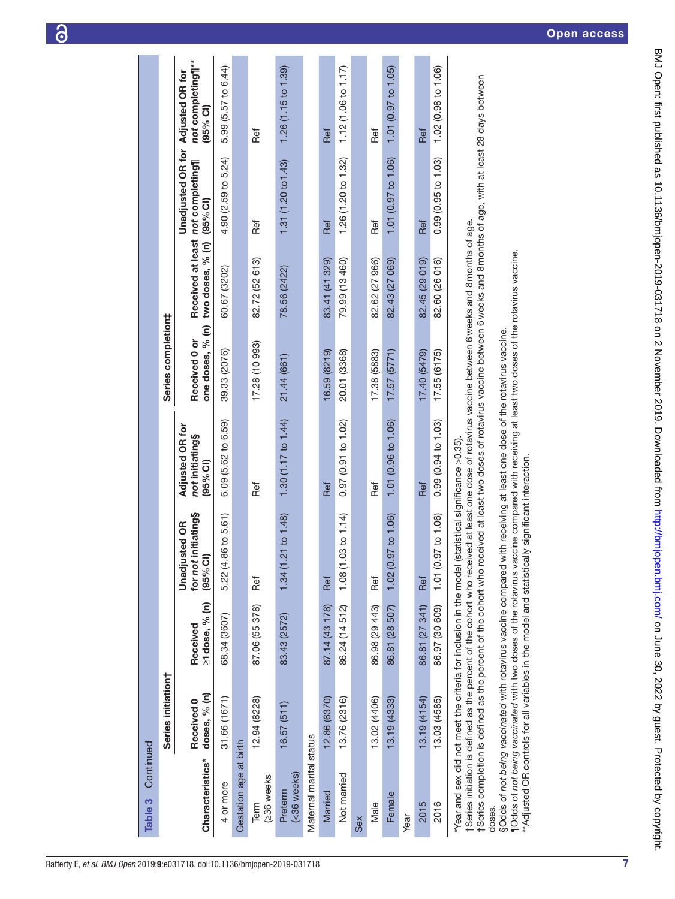**Table 3** Continued

| Characteristics* | Series initiation† | | | | Series completion‡ | | | |
|---|---|---|---|---|---|---|---|---|
| | Received 0 doses, % (n) | Received ≥1 dose, % (n) | Unadjusted OR for *not initiating*§ (95% CI) | Adjusted OR for *not initiating*§ (95% CI) | Received 0 or one doses, % (n) | Received at least two doses, % (n) | Unadjusted OR for *not completing*¶ (95% CI) | Adjusted OR for *not completing*¶** (95% CI) |
| 4 or more | 31.66 (1671) | 68.34 (3607) | 5.22 (4.86 to 5.61) | 6.09 (5.62 to 6.59) | 39.33 (2076) | 60.67 (3202) | 4.90 (2.59 to 5.24) | 5.99 (5.57 to 6.44) |
| Gestation age at birth | | | | | | | | |
| Term (≥36 weeks | 12.94 (8228) | 87.06 (55 378) | Ref | Ref | 17.28 (10 993) | 82.72 (52 613) | Ref | Ref |
| Preterm (<36 weeks) | 16.57 (511) | 83.43 (2572) | 1.34 (1.21 to 1.48) | 1.30 (1.17 to 1.44) | 21.44 (661) | 78.56 (2422) | 1.31 (1.20 to1.43) | 1.26 (1.15 to 1.39) |
| Maternal marital status | | | | | | | | |
| Married | 12.86 (6370) | 87.14 (43 178) | Ref | Ref | 16.59 (8219) | 83.41 (41 329) | Ref | Ref |
| Not married | 13.76 (2316) | 86.24 (14 512) | 1.08 (1.03 to 1.14) | 0.97 (0.91 to 1.02) | 20.01 (3368) | 79.99 (13 460) | 1.26 (1.20 to 1.32) | 1.12 (1.06 to 1.17) |
| Sex | | | | | | | | |
| Male | 13.02 (4406) | 86.98 (29 443) | Ref | Ref | 17.38 (5883) | 82.62 (27 966) | Ref | Ref |
| Female | 13.19 (4333) | 86.81 (28 507) | 1.02 (0.97 to 1.06) | 1.01 (0.96 to 1.06) | 17.57 (5771) | 82.43 (27 069) | 1.01 (0.97 to 1.06) | 1.01 (0.97 to 1.05) |
| Year | | | | | | | | |
| 2015 | 13.19 (4154) | 86.81 (27 341) | Ref | Ref | 17.40 (5479) | 82.45 (29 019) | Ref | Ref |
| 2016 | 13.03 (4585) | 86.97 (30 609) | 1.01 (0.97 to 1.06) | 0.99 (0.94 to 1.03) | 17.55 (6175) | 82.60 (26 016) | 0.99 (0.95 to 1.03) | 1.02 (0.98 to 1.06) |

*Year and sex did not meet the criteria for inclusion in the model (statistical significance >0.35).
†Series initiation is defined as the percent of the cohort who received at least one dose of rotavirus vaccine between 6 weeks and 8 months of age.
‡Series completion is defined as the percent of the cohort who received at least two doses of rotavirus vaccine between 6 weeks and 8 months of age, with at least 28 days between doses.
§Odds of *not being vaccinated* with rotavirus vaccine compared with receiving at least one dose of the rotavirus vaccine.
¶Odds of *not being vaccinated* with two doses of the rotavirus vaccine compared with receiving at least two doses of the rotavirus vaccine.
**Adjusted OR controls for all variables in the model and statistically significant interaction.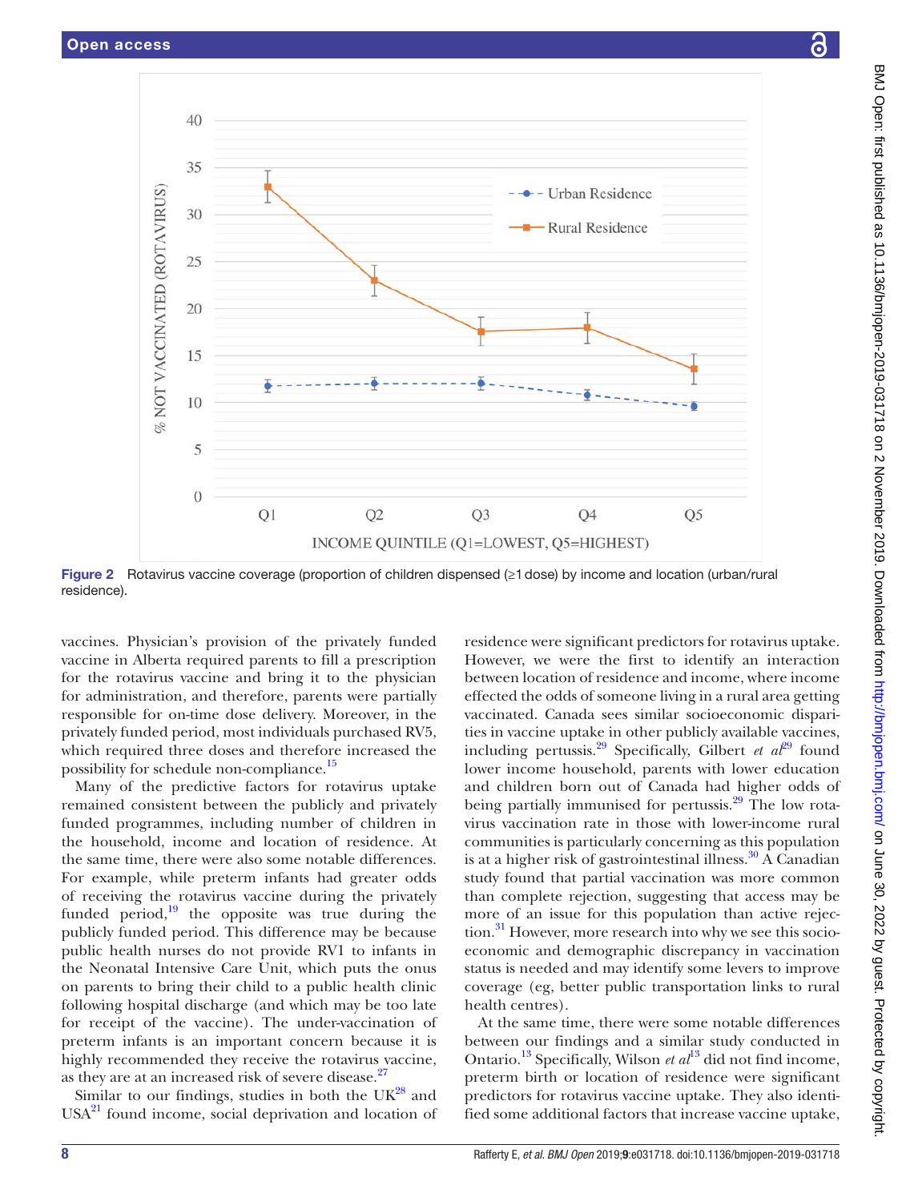Figure 2 Rotavirus vaccine coverage (proportion of children dispensed (≥1 dose) by income and location (urban/rural residence).

vaccines. Physician's provision of the privately funded vaccine in Alberta required parents to fill a prescription for the rotavirus vaccine and bring it to the physician for administration, and therefore, parents were partially responsible for on-time dose delivery. Moreover, in the privately funded period, most individuals purchased RV5, which required three doses and therefore increased the possibility for schedule non-compliance.[15]

Many of the predictive factors for rotavirus uptake remained consistent between the publicly and privately funded programmes, including number of children in the household, income and location of residence. At the same time, there were also some notable differences. For example, while preterm infants had greater odds of receiving the rotavirus vaccine during the privately funded period,[19] the opposite was true during the publicly funded period. This difference may be because public health nurses do not provide RV1 to infants in the Neonatal Intensive Care Unit, which puts the onus on parents to bring their child to a public health clinic following hospital discharge (and which may be too late for receipt of the vaccine). The under-vaccination of preterm infants is an important concern because it is highly recommended they receive the rotavirus vaccine, as they are at an increased risk of severe disease.[27]

Similar to our findings, studies in both the UK[28] and USA[21] found income, social deprivation and location of residence were significant predictors for rotavirus uptake. However, we were the first to identify an interaction between location of residence and income, where income effected the odds of someone living in a rural area getting vaccinated. Canada sees similar socioeconomic disparities in vaccine uptake in other publicly available vaccines, including pertussis.[29] Specifically, Gilbert *et al*[29] found lower income household, parents with lower education and children born out of Canada had higher odds of being partially immunised for pertussis.[29] The low rotavirus vaccination rate in those with lower-income rural communities is particularly concerning as this population is at a higher risk of gastrointestinal illness.[30] A Canadian study found that partial vaccination was more common than complete rejection, suggesting that access may be more of an issue for this population than active rejection.[31] However, more research into why we see this socioeconomic and demographic discrepancy in vaccination status is needed and may identify some levers to improve coverage (eg, better public transportation links to rural health centres).

At the same time, there were some notable differences between our findings and a similar study conducted in Ontario.[13] Specifically, Wilson *et al*[13] did not find income, preterm birth or location of residence were significant predictors for rotavirus vaccine uptake. They also identified some additional factors that increase vaccine uptake,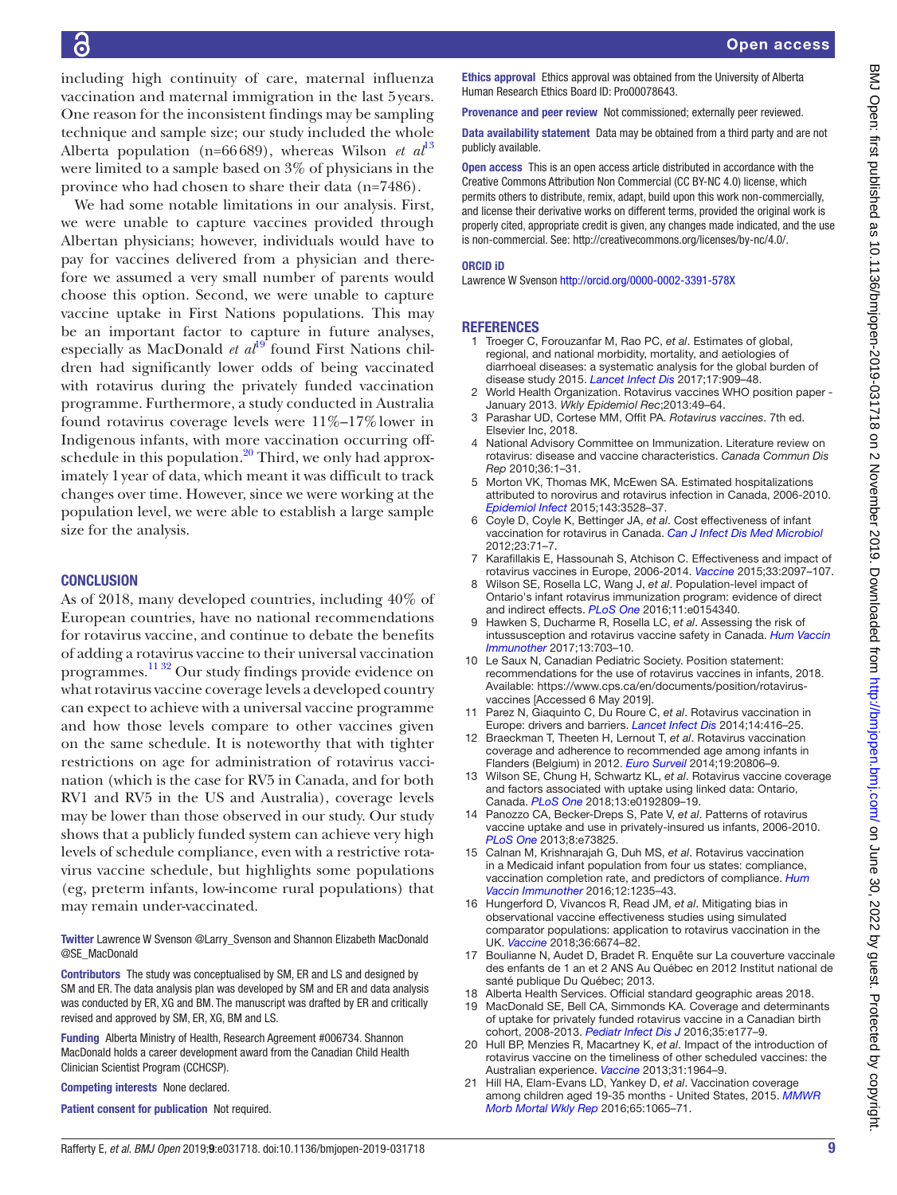including high continuity of care, maternal influenza vaccination and maternal immigration in the last 5 years. One reason for the inconsistent findings may be sampling technique and sample size; our study included the whole Alberta population (n=66 689), whereas Wilson *et al*[13] were limited to a sample based on 3% of physicians in the province who had chosen to share their data (n=7486).

We had some notable limitations in our analysis. First, we were unable to capture vaccines provided through Albertan physicians; however, individuals would have to pay for vaccines delivered from a physician and therefore we assumed a very small number of parents would choose this option. Second, we were unable to capture vaccine uptake in First Nations populations. This may be an important factor to capture in future analyses, especially as MacDonald *et al*[19] found First Nations children had significantly lower odds of being vaccinated with rotavirus during the privately funded vaccination programme. Furthermore, a study conducted in Australia found rotavirus coverage levels were 11%–17% lower in Indigenous infants, with more vaccination occurring off-schedule in this population.[20] Third, we only had approximately 1 year of data, which meant it was difficult to track changes over time. However, since we were working at the population level, we were able to establish a large sample size for the analysis.

## CONCLUSION

As of 2018, many developed countries, including 40% of European countries, have no national recommendations for rotavirus vaccine, and continue to debate the benefits of adding a rotavirus vaccine to their universal vaccination programmes.[11,32] Our study findings provide evidence on what rotavirus vaccine coverage levels a developed country can expect to achieve with a universal vaccine programme and how those levels compare to other vaccines given on the same schedule. It is noteworthy that with tighter restrictions on age for administration of rotavirus vaccination (which is the case for RV5 in Canada, and for both RV1 and RV5 in the US and Australia), coverage levels may be lower than those observed in our study. Our study shows that a publicly funded system can achieve very high levels of schedule compliance, even with a restrictive rotavirus vaccine schedule, but highlights some populations (eg, preterm infants, low-income rural populations) that may remain under-vaccinated.

**Twitter** Lawrence W Svenson @Larry_Svenson and Shannon Elizabeth MacDonald @SE_MacDonald

**Contributors** The study was conceptualised by SM, ER and LS and designed by SM and ER. The data analysis plan was developed by SM and ER and data analysis was conducted by ER, XG and BM. The manuscript was drafted by ER and critically revised and approved by SM, ER, XG, BM and LS.

**Funding** Alberta Ministry of Health, Research Agreement #006734. Shannon MacDonald holds a career development award from the Canadian Child Health Clinician Scientist Program (CCHCSP).

**Competing interests** None declared.

**Patient consent for publication** Not required.

**Ethics approval** Ethics approval was obtained from the University of Alberta Human Research Ethics Board ID: Pro00078643.

**Provenance and peer review** Not commissioned; externally peer reviewed.

**Data availability statement** Data may be obtained from a third party and are not publicly available.

**Open access** This is an open access article distributed in accordance with the Creative Commons Attribution Non Commercial (CC BY-NC 4.0) license, which permits others to distribute, remix, adapt, build upon this work non-commercially, and license their derivative works on different terms, provided the original work is properly cited, appropriate credit is given, any changes made indicated, and the use is non-commercial. See: http://creativecommons.org/licenses/by-nc/4.0/.

**ORCID iD**

Lawrence W Svenson http://orcid.org/0000-0002-3391-578X

## REFERENCES

1. Troeger C, Forouzanfar M, Rao PC, *et al*. Estimates of global, regional, and national morbidity, mortality, and aetiologies of diarrhoeal diseases: a systematic analysis for the global burden of disease study 2015. *Lancet Infect Dis* 2017;17:909–48.
2. World Health Organization. Rotavirus vaccines WHO position paper - January 2013. *Wkly Epidemiol Rec*;2013:49–64.
3. Parashar UD, Cortese MM, Offit PA. *Rotavirus vaccines*. 7th ed. Elsevier Inc, 2018.
4. National Advisory Committee on Immunization. Literature review on rotavirus: disease and vaccine characteristics. *Canada Commun Dis Rep* 2010;36:1–31.
5. Morton VK, Thomas MK, McEwen SA. Estimated hospitalizations attributed to norovirus and rotavirus infection in Canada, 2006-2010. *Epidemiol Infect* 2015;143:3528–37.
6. Coyle D, Coyle K, Bettinger JA, *et al*. Cost effectiveness of infant vaccination for rotavirus in Canada. *Can J Infect Dis Med Microbiol* 2012;23:71–7.
7. Karafillakis E, Hassounah S, Atchison C. Effectiveness and impact of rotavirus vaccines in Europe, 2006-2014. *Vaccine* 2015;33:2097–107.
8. Wilson SE, Rosella LC, Wang J, *et al*. Population-level impact of Ontario's infant rotavirus immunization program: evidence of direct and indirect effects. *PLoS One* 2016;11:e0154340.
9. Hawken S, Ducharme R, Rosella LC, *et al*. Assessing the risk of intussusception and rotavirus vaccine safety in Canada. *Hum Vaccin Immunother* 2017;13:703–10.
10. Le Saux N, Canadian Pediatric Society. Position statement: recommendations for the use of rotavirus vaccines in infants, 2018. Available: https://www.cps.ca/en/documents/position/rotavirus-vaccines [Accessed 6 May 2019].
11. Parez N, Giaquinto C, Du Roure C, *et al*. Rotavirus vaccination in Europe: drivers and barriers. *Lancet Infect Dis* 2014;14:416–25.
12. Braeckman T, Theeten H, Lernout T, *et al*. Rotavirus vaccination coverage and adherence to recommended age among infants in Flanders (Belgium) in 2012. *Euro Surveil* 2014;19:20806–9.
13. Wilson SE, Chung H, Schwartz KL, *et al*. Rotavirus vaccine coverage and factors associated with uptake using linked data: Ontario, Canada. *PLoS One* 2018;13:e0192809–19.
14. Panozzo CA, Becker-Dreps S, Pate V, *et al*. Patterns of rotavirus vaccine uptake and use in privately-insured us infants, 2006-2010. *PLoS One* 2013;8:e73825.
15. Calnan M, Krishnarajah G, Duh MS, *et al*. Rotavirus vaccination in a Medicaid infant population from four us states: compliance, vaccination completion rate, and predictors of compliance. *Hum Vaccin Immunother* 2016;12:1235–43.
16. Hungerford D, Vivancos R, Read JM, *et al*. Mitigating bias in observational vaccine effectiveness studies using simulated comparator populations: application to rotavirus vaccination in the UK. *Vaccine* 2018;36:6674–82.
17. Boulianne N, Audet D, Bradet R. Enquête sur La couverture vaccinale des enfants de 1 an et 2 ANS Au Québec en 2012 Institut national de santé publique Du Québec; 2013.
18. Alberta Health Services. Official standard geographic areas 2018.
19. MacDonald SE, Bell CA, Simmonds KA. Coverage and determinants of uptake for privately funded rotavirus vaccine in a Canadian birth cohort, 2008-2013. *Pediatr Infect Dis J* 2016;35:e177–9.
20. Hull BP, Menzies R, Macartney K, *et al*. Impact of the introduction of rotavirus vaccine on the timeliness of other scheduled vaccines: the Australian experience. *Vaccine* 2013;31:1964–9.
21. Hill HA, Elam-Evans LD, Yankey D, *et al*. Vaccination coverage among children aged 19-35 months - United States, 2015. *MMWR Morb Mortal Wkly Rep* 2016;65:1065–71.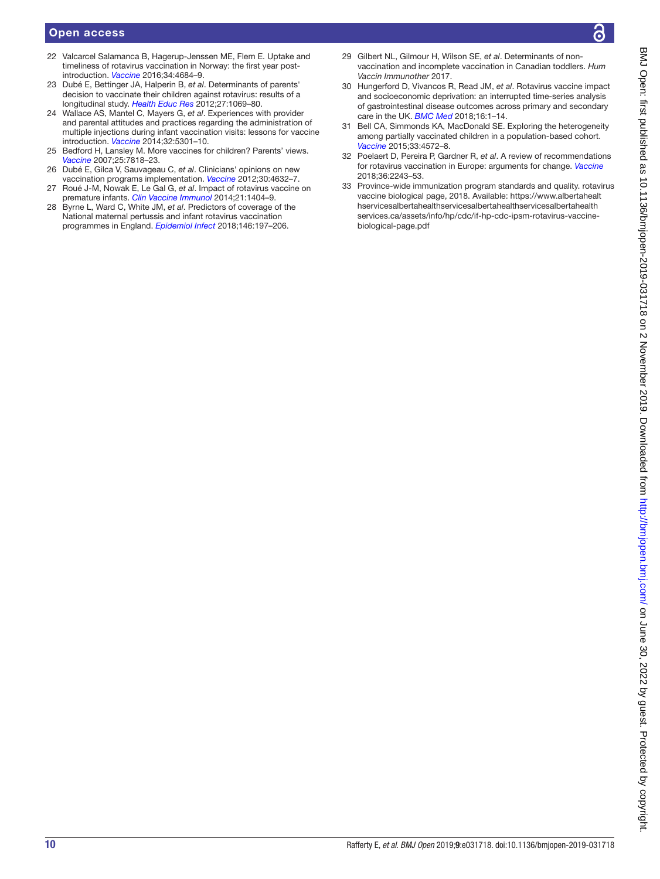22 Valcarcel Salamanca B, Hagerup-Jenssen ME, Flem E. Uptake and timeliness of rotavirus vaccination in Norway: the first year post-introduction. *Vaccine* 2016;34:4684–9.

23 Dubé E, Bettinger JA, Halperin B, *et al*. Determinants of parents' decision to vaccinate their children against rotavirus: results of a longitudinal study. *Health Educ Res* 2012;27:1069–80.

24 Wallace AS, Mantel C, Mayers G, *et al*. Experiences with provider and parental attitudes and practices regarding the administration of multiple injections during infant vaccination visits: lessons for vaccine introduction. *Vaccine* 2014;32:5301–10.

25 Bedford H, Lansley M. More vaccines for children? Parents' views. *Vaccine* 2007;25:7818–23.

26 Dubé E, Gilca V, Sauvageau C, *et al*. Clinicians' opinions on new vaccination programs implementation. *Vaccine* 2012;30:4632–7.

27 Roué J-M, Nowak E, Le Gal G, *et al*. Impact of rotavirus vaccine on premature infants. *Clin Vaccine Immunol* 2014;21:1404–9.

28 Byrne L, Ward C, White JM, *et al*. Predictors of coverage of the National maternal pertussis and infant rotavirus vaccination programmes in England. *Epidemiol Infect* 2018;146:197–206.

29 Gilbert NL, Gilmour H, Wilson SE, *et al*. Determinants of non-vaccination and incomplete vaccination in Canadian toddlers. *Hum Vaccin Immunother* 2017.

30 Hungerford D, Vivancos R, Read JM, *et al*. Rotavirus vaccine impact and socioeconomic deprivation: an interrupted time-series analysis of gastrointestinal disease outcomes across primary and secondary care in the UK. *BMC Med* 2018;16:1–14.

31 Bell CA, Simmonds KA, MacDonald SE. Exploring the heterogeneity among partially vaccinated children in a population-based cohort. *Vaccine* 2015;33:4572–8.

32 Poelaert D, Pereira P, Gardner R, *et al*. A review of recommendations for rotavirus vaccination in Europe: arguments for change. *Vaccine* 2018;36:2243–53.

33 Province-wide immunization program standards and quality. rotavirus vaccine biological page, 2018. Available: https://www.albertahealthservicesalbertahealthservicesalbertahealthservicesalbertahealthservices.ca/assets/info/hp/cdc/if-hp-cdc-ipsm-rotavirus-vaccine-biological-page.pdf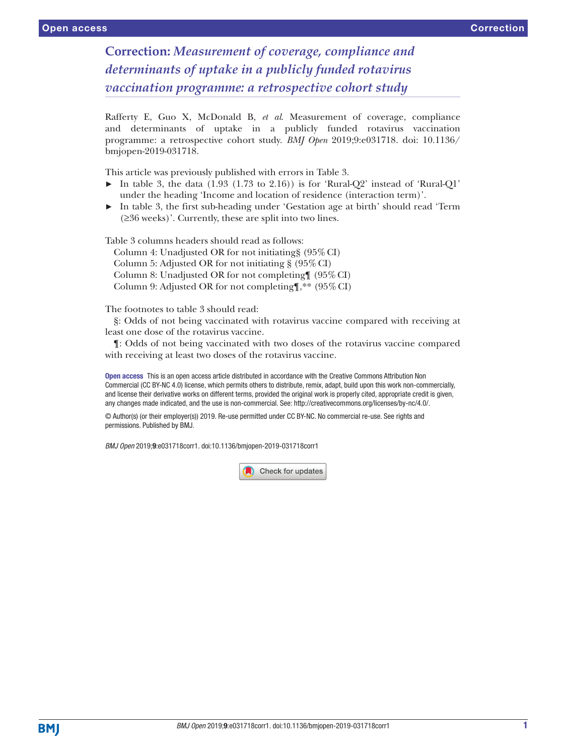# Correction: *Measurement of coverage, compliance and determinants of uptake in a publicly funded rotavirus vaccination programme: a retrospective cohort study*

Rafferty E, Guo X, McDonald B, *et al*. Measurement of coverage, compliance and determinants of uptake in a publicly funded rotavirus vaccination programme: a retrospective cohort study. *BMJ Open* 2019;9:e031718. doi: 10.1136/bmjopen-2019-031718.

This article was previously published with errors in Table 3.

- In table 3, the data (1.93 (1.73 to 2.16)) is for 'Rural-Q2' instead of 'Rural-Q1' under the heading 'Income and location of residence (interaction term)'.
- In table 3, the first sub-heading under 'Gestation age at birth' should read 'Term (≥36 weeks)'. Currently, these are split into two lines.

Table 3 columns headers should read as follows:

Column 4: Unadjusted OR for not initiating§ (95% CI)
Column 5: Adjusted OR for not initiating § (95% CI)
Column 8: Unadjusted OR for not completing¶ (95% CI)
Column 9: Adjusted OR for not completing¶,** (95% CI)

The footnotes to table 3 should read:

§: Odds of not being vaccinated with rotavirus vaccine compared with receiving at least one dose of the rotavirus vaccine.

¶: Odds of not being vaccinated with two doses of the rotavirus vaccine compared with receiving at least two doses of the rotavirus vaccine.

**Open access** This is an open access article distributed in accordance with the Creative Commons Attribution Non Commercial (CC BY-NC 4.0) license, which permits others to distribute, remix, adapt, build upon this work non-commercially, and license their derivative works on different terms, provided the original work is properly cited, appropriate credit is given, any changes made indicated, and the use is non-commercial. See: http://creativecommons.org/licenses/by-nc/4.0/.

© Author(s) (or their employer(s)) 2019. Re-use permitted under CC BY-NC. No commercial re-use. See rights and permissions. Published by BMJ.

*BMJ Open* 2019;**9**:e031718corr1. doi:10.1136/bmjopen-2019-031718corr1